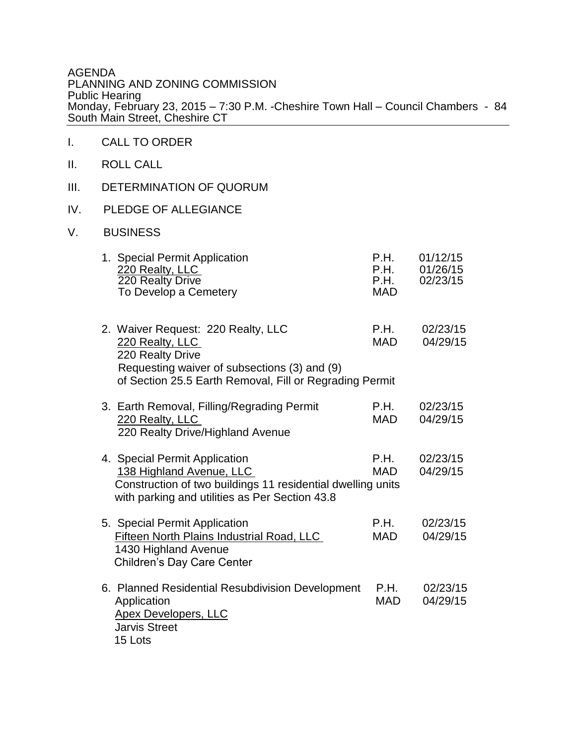AGENDA
PLANNING AND ZONING COMMISSION
Public Hearing
Monday, February 23, 2015 – 7:30 P.M. -Cheshire Town Hall – Council Chambers - 84 South Main Street, Cheshire CT

I. CALL TO ORDER

II. ROLL CALL

III. DETERMINATION OF QUORUM

IV. PLEDGE OF ALLEGIANCE

V. BUSINESS

1. Special Permit Application  
   220 Realty, LLC  
   220 Realty Drive  
   To Develop a Cemetery

   P.H. 01/12/15  
   P.H. 01/26/15  
   P.H. 02/23/15  
   MAD

2. Waiver Request: 220 Realty, LLC  
   220 Realty, LLC  
   220 Realty Drive  
   Requesting waiver of subsections (3) and (9) of Section 25.5 Earth Removal, Fill or Regrading Permit

   P.H. 02/23/15  
   MAD 04/29/15

3. Earth Removal, Filling/Regrading Permit  
   220 Realty, LLC  
   220 Realty Drive/Highland Avenue

   P.H. 02/23/15  
   MAD 04/29/15

4. Special Permit Application  
   138 Highland Avenue, LLC  
   Construction of two buildings 11 residential dwelling units with parking and utilities as Per Section 43.8

   P.H. 02/23/15  
   MAD 04/29/15

5. Special Permit Application  
   Fifteen North Plains Industrial Road, LLC  
   1430 Highland Avenue  
   Children's Day Care Center

   P.H. 02/23/15  
   MAD 04/29/15

6. Planned Residential Resubdivision Development Application  
   Apex Developers, LLC  
   Jarvis Street  
   15 Lots

   P.H. 02/23/15  
   MAD 04/29/15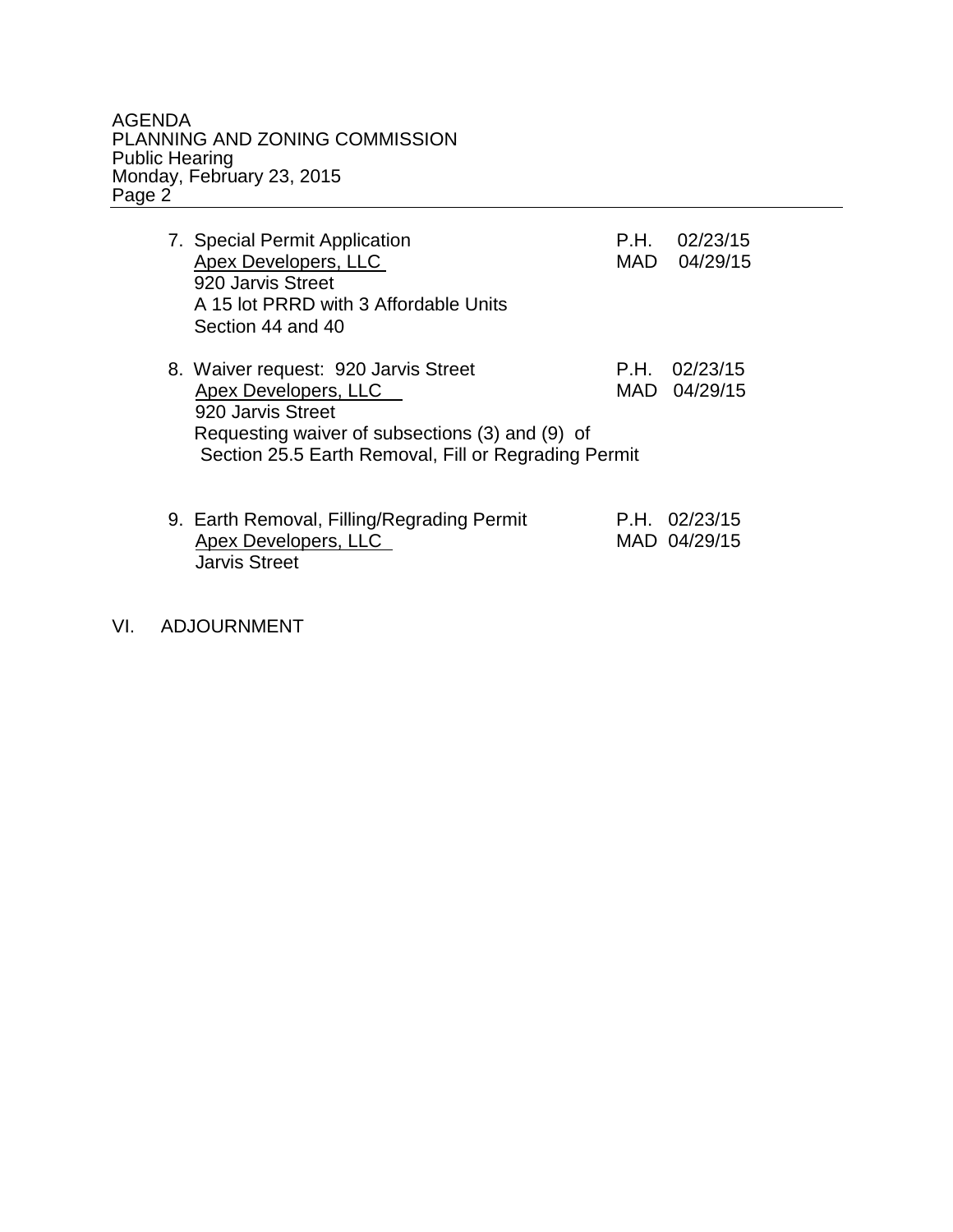7. Special Permit Application — P.H. 02/23/15, MAD 04/29/15
   Apex Developers, LLC
   920 Jarvis Street
   A 15 lot PRRD with 3 Affordable Units
   Section 44 and 40

8. Waiver request: 920 Jarvis Street — P.H. 02/23/15, MAD 04/29/15
   Apex Developers, LLC
   920 Jarvis Street
   Requesting waiver of subsections (3) and (9) of
   Section 25.5 Earth Removal, Fill or Regrading Permit

9. Earth Removal, Filling/Regrading Permit — P.H. 02/23/15, MAD 04/29/15
   Apex Developers, LLC
   Jarvis Street

VI. ADJOURNMENT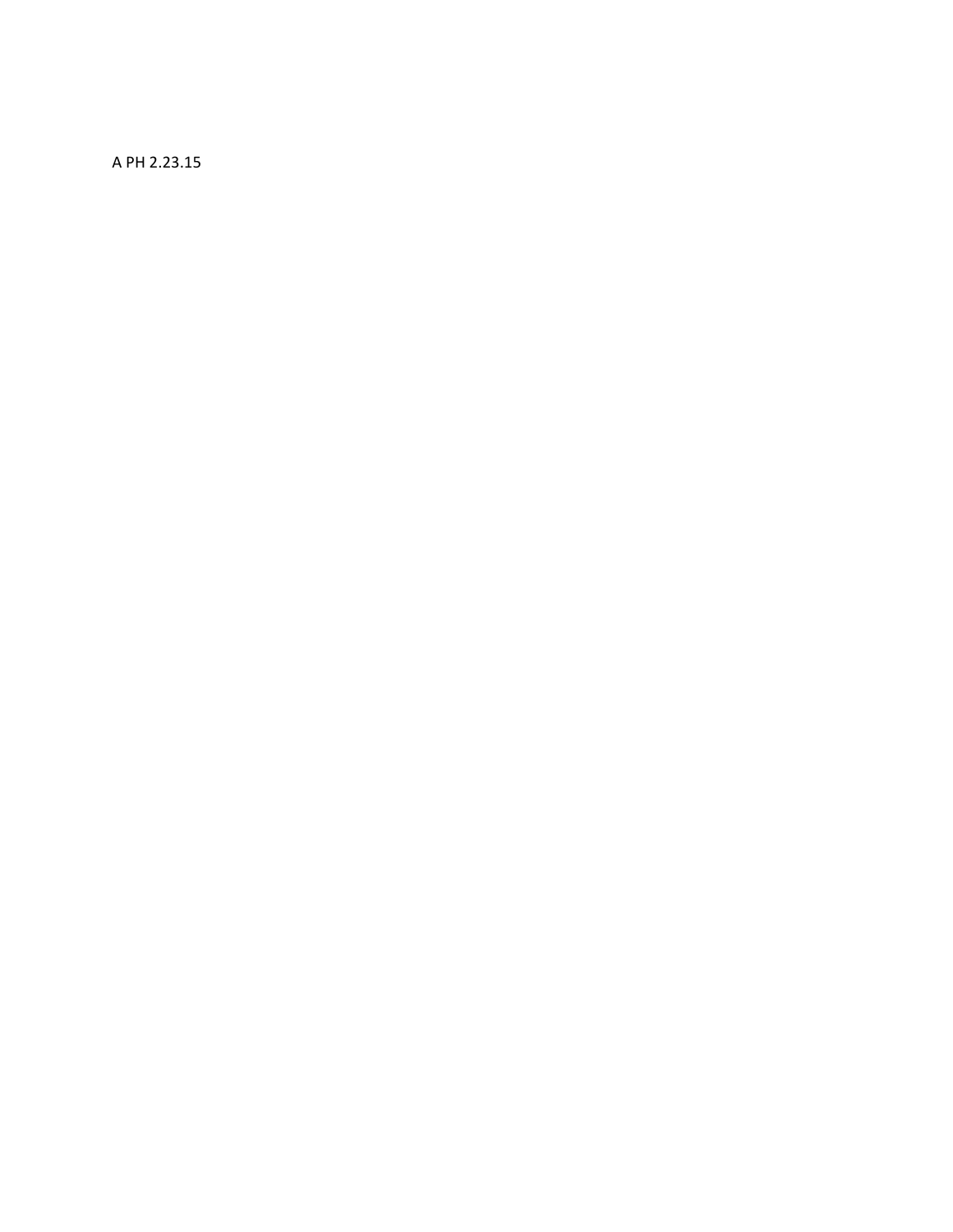A PH 2.23.15